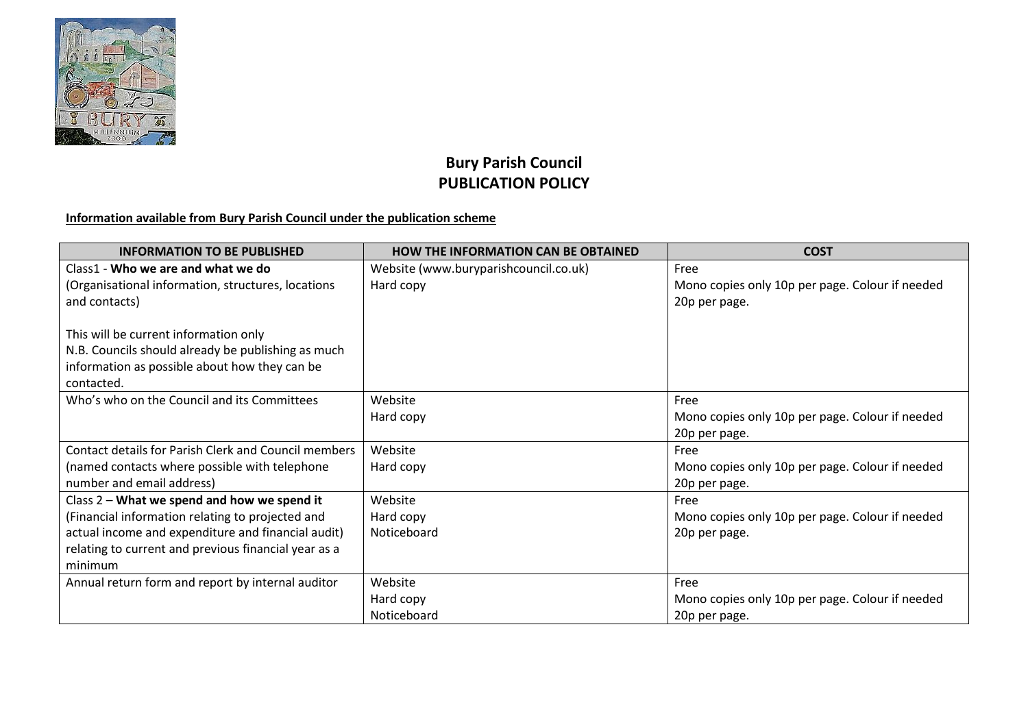# Bury Parish Council
# PUBLICATION POLICY

**Information available from Bury Parish Council under the publication scheme**

| INFORMATION TO BE PUBLISHED | HOW THE INFORMATION CAN BE OBTAINED | COST |
|---|---|---|
| Class1 - **Who we are and what we do**<br>(Organisational information, structures, locations and contacts)<br><br>This will be current information only<br>N.B. Councils should already be publishing as much information as possible about how they can be contacted. | Website (www.buryparishcouncil.co.uk)<br>Hard copy | Free<br>Mono copies only 10p per page. Colour if needed 20p per page. |
| Who's who on the Council and its Committees | Website<br>Hard copy | Free<br>Mono copies only 10p per page. Colour if needed 20p per page. |
| Contact details for Parish Clerk and Council members (named contacts where possible with telephone number and email address) | Website<br>Hard copy | Free<br>Mono copies only 10p per page. Colour if needed 20p per page. |
| Class 2 – **What we spend and how we spend it**<br>(Financial information relating to projected and actual income and expenditure and financial audit) relating to current and previous financial year as a minimum | Website<br>Hard copy<br>Noticeboard | Free<br>Mono copies only 10p per page. Colour if needed 20p per page. |
| Annual return form and report by internal auditor | Website<br>Hard copy<br>Noticeboard | Free<br>Mono copies only 10p per page. Colour if needed 20p per page. |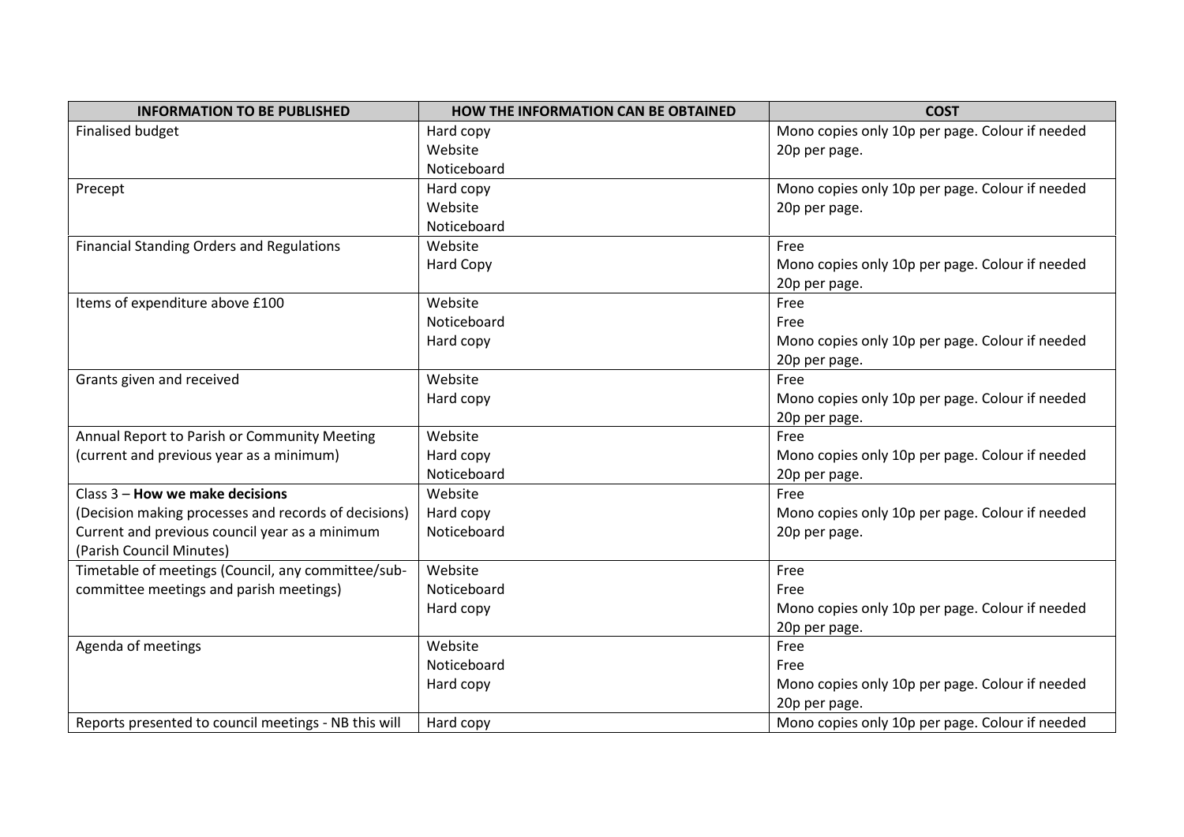| INFORMATION TO BE PUBLISHED | HOW THE INFORMATION CAN BE OBTAINED | COST |
|---|---|---|
| Finalised budget | Hard copy<br>Website<br>Noticeboard | Mono copies only 10p per page. Colour if needed 20p per page. |
| Precept | Hard copy<br>Website<br>Noticeboard | Mono copies only 10p per page. Colour if needed 20p per page. |
| Financial Standing Orders and Regulations | Website<br>Hard Copy | Free<br>Mono copies only 10p per page. Colour if needed 20p per page. |
| Items of expenditure above £100 | Website<br>Noticeboard<br>Hard copy | Free<br>Free<br>Mono copies only 10p per page. Colour if needed 20p per page. |
| Grants given and received | Website<br>Hard copy | Free<br>Mono copies only 10p per page. Colour if needed 20p per page. |
| Annual Report to Parish or Community Meeting (current and previous year as a minimum) | Website<br>Hard copy<br>Noticeboard | Free<br>Mono copies only 10p per page. Colour if needed 20p per page. |
| Class 3 – **How we make decisions**<br>(Decision making processes and records of decisions)<br>Current and previous council year as a minimum<br>(Parish Council Minutes) | Website<br>Hard copy<br>Noticeboard | Free<br>Mono copies only 10p per page. Colour if needed 20p per page. |
| Timetable of meetings (Council, any committee/sub-committee meetings and parish meetings) | Website<br>Noticeboard<br>Hard copy | Free<br>Free<br>Mono copies only 10p per page. Colour if needed 20p per page. |
| Agenda of meetings | Website<br>Noticeboard<br>Hard copy | Free<br>Free<br>Mono copies only 10p per page. Colour if needed 20p per page. |
| Reports presented to council meetings - NB this will | Hard copy | Mono copies only 10p per page. Colour if needed |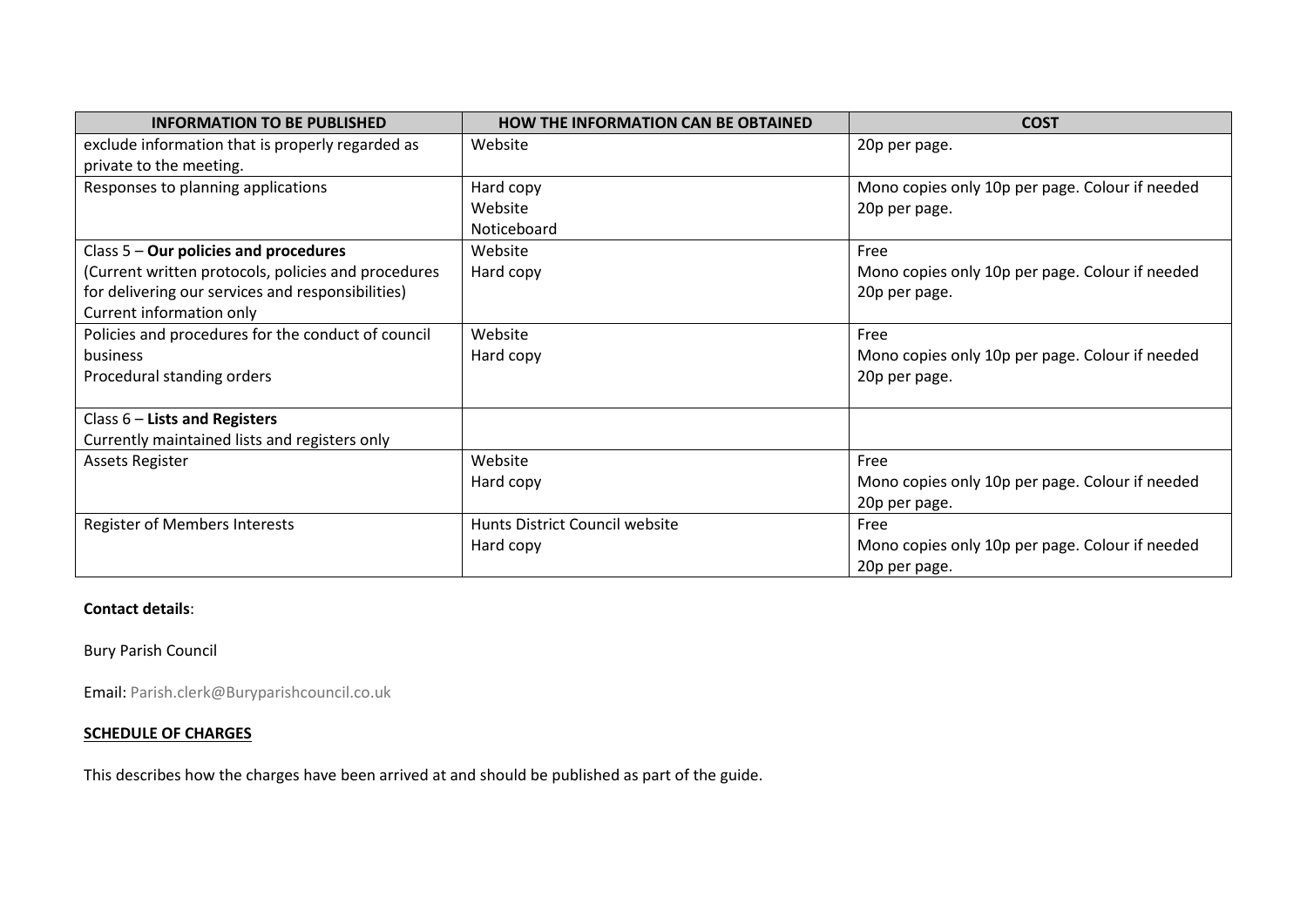| INFORMATION TO BE PUBLISHED | HOW THE INFORMATION CAN BE OBTAINED | COST |
| --- | --- | --- |
| exclude information that is properly regarded as private to the meeting. | Website | 20p per page. |
| Responses to planning applications | Hard copy<br>Website<br>Noticeboard | Mono copies only 10p per page. Colour if needed 20p per page. |
| Class 5 – **Our policies and procedures**<br>(Current written protocols, policies and procedures for delivering our services and responsibilities)<br>Current information only | Website<br>Hard copy | Free<br>Mono copies only 10p per page. Colour if needed 20p per page. |
| Policies and procedures for the conduct of council business<br>Procedural standing orders | Website<br>Hard copy | Free<br>Mono copies only 10p per page. Colour if needed 20p per page. |
| Class 6 – **Lists and Registers**<br>Currently maintained lists and registers only | | |
| Assets Register | Website<br>Hard copy | Free<br>Mono copies only 10p per page. Colour if needed 20p per page. |
| Register of Members Interests | Hunts District Council website<br>Hard copy | Free<br>Mono copies only 10p per page. Colour if needed 20p per page. |

**Contact details**:

Bury Parish Council

Email: Parish.clerk@Buryparishcouncil.co.uk

**SCHEDULE OF CHARGES**

This describes how the charges have been arrived at and should be published as part of the guide.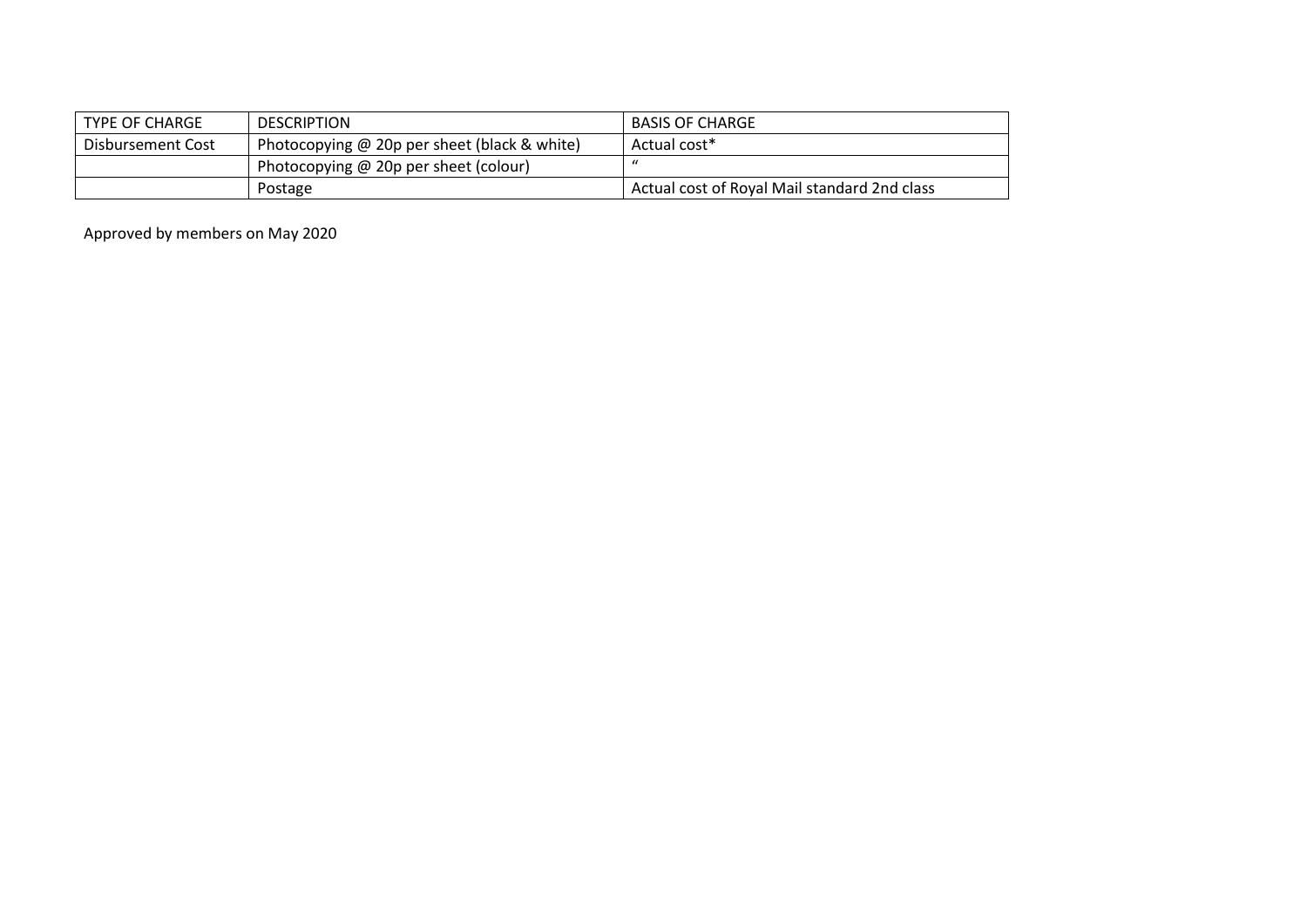| TYPE OF CHARGE | DESCRIPTION | BASIS OF CHARGE |
|---|---|---|
| Disbursement Cost | Photocopying @ 20p per sheet (black & white) | Actual cost* |
| | Photocopying @ 20p per sheet (colour) | “ |
| | Postage | Actual cost of Royal Mail standard 2nd class |

Approved by members on May 2020